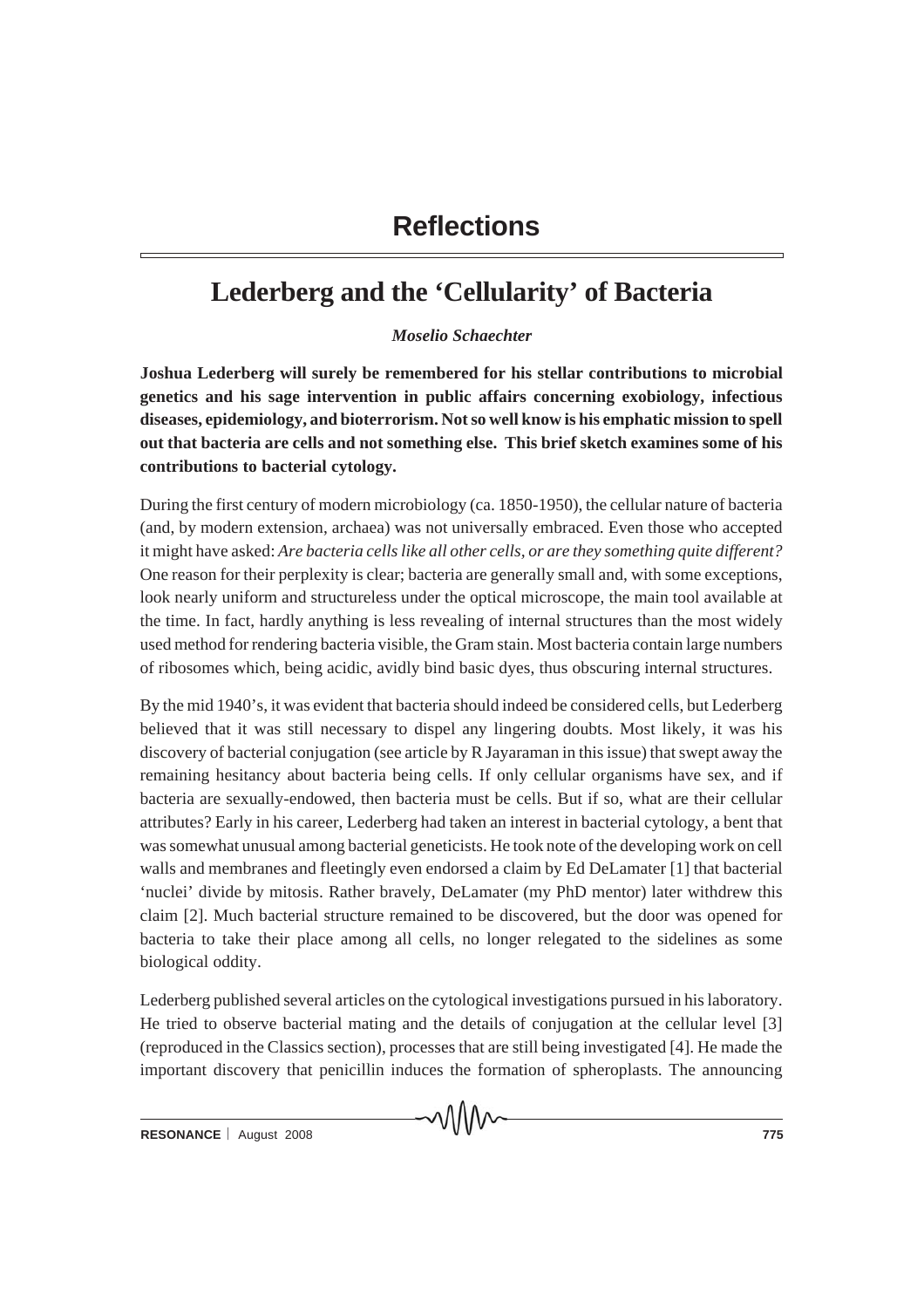# Reflections

## Lederberg and the 'Cellularity' of Bacteria

*Moselio Schaechter*

**Joshua Lederberg will surely be remembered for his stellar contributions to microbial genetics and his sage intervention in public affairs concerning exobiology, infectious diseases, epidemiology, and bioterrorism. Not so well know is his emphatic mission to spell out that bacteria are cells and not something else. This brief sketch examines some of his contributions to bacterial cytology.**

During the first century of modern microbiology (ca. 1850-1950), the cellular nature of bacteria (and, by modern extension, archaea) was not universally embraced. Even those who accepted it might have asked: *Are bacteria cells like all other cells, or are they something quite different?* One reason for their perplexity is clear; bacteria are generally small and, with some exceptions, look nearly uniform and structureless under the optical microscope, the main tool available at the time. In fact, hardly anything is less revealing of internal structures than the most widely used method for rendering bacteria visible, the Gram stain. Most bacteria contain large numbers of ribosomes which, being acidic, avidly bind basic dyes, thus obscuring internal structures.

By the mid 1940's, it was evident that bacteria should indeed be considered cells, but Lederberg believed that it was still necessary to dispel any lingering doubts. Most likely, it was his discovery of bacterial conjugation (see article by R Jayaraman in this issue) that swept away the remaining hesitancy about bacteria being cells. If only cellular organisms have sex, and if bacteria are sexually-endowed, then bacteria must be cells. But if so, what are their cellular attributes? Early in his career, Lederberg had taken an interest in bacterial cytology, a bent that was somewhat unusual among bacterial geneticists. He took note of the developing work on cell walls and membranes and fleetingly even endorsed a claim by Ed DeLamater [1] that bacterial 'nuclei' divide by mitosis. Rather bravely, DeLamater (my PhD mentor) later withdrew this claim [2]. Much bacterial structure remained to be discovered, but the door was opened for bacteria to take their place among all cells, no longer relegated to the sidelines as some biological oddity.

Lederberg published several articles on the cytological investigations pursued in his laboratory. He tried to observe bacterial mating and the details of conjugation at the cellular level [3] (reproduced in the Classics section), processes that are still being investigated [4]. He made the important discovery that penicillin induces the formation of spheroplasts. The announcing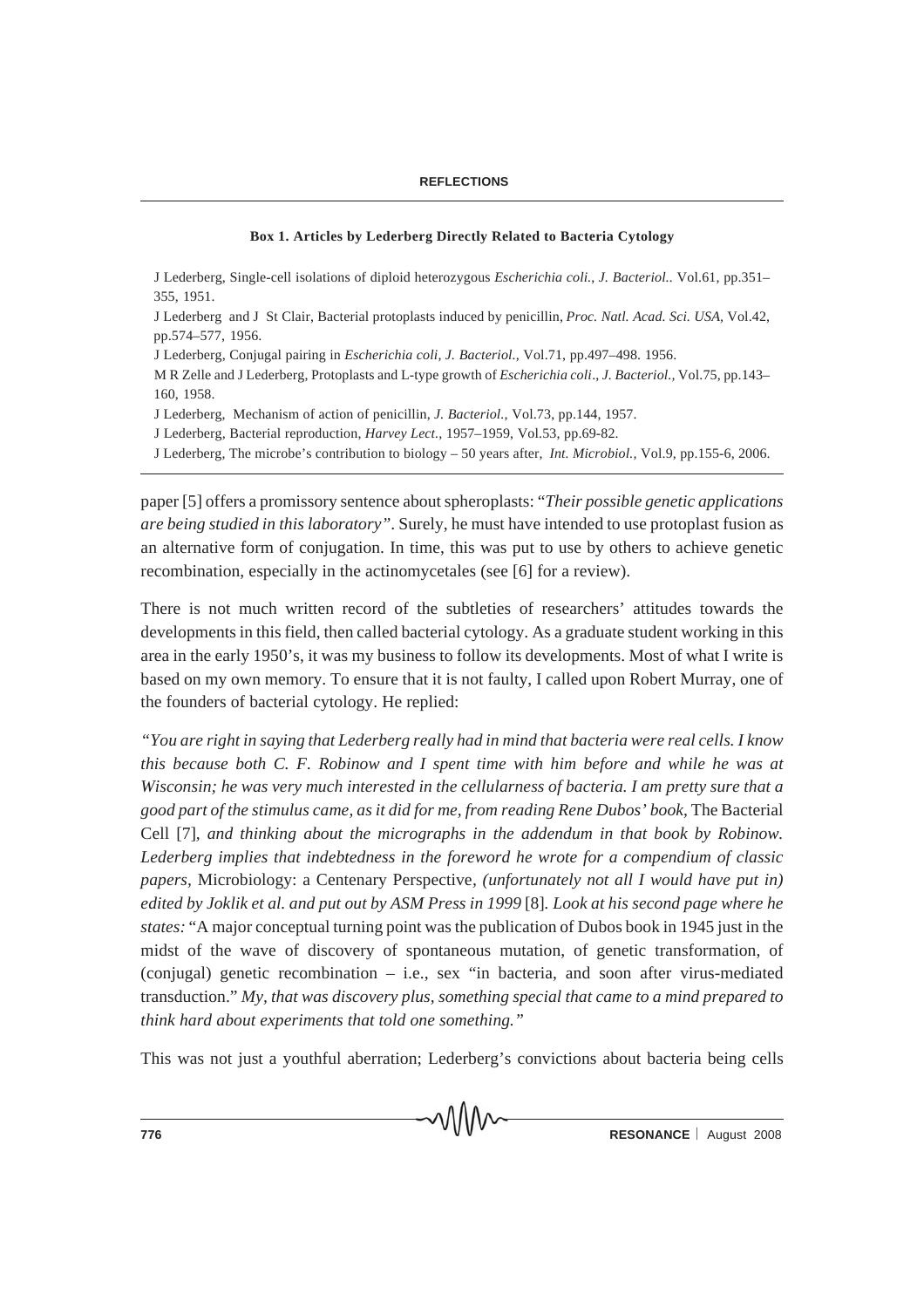**Box 1. Articles by Lederberg Directly Related to Bacteria Cytology**

J Lederberg, Single-cell isolations of diploid heterozygous *Escherichia coli.*, *J. Bacteriol..* Vol.61, pp.351–355, 1951.

J Lederberg and J St Clair, Bacterial protoplasts induced by penicillin, *Proc. Natl. Acad. Sci. USA*, Vol.42, pp.574–577, 1956.

J Lederberg, Conjugal pairing in *Escherichia coli, J. Bacteriol.,* Vol.71, pp.497–498. 1956.

M R Zelle and J Lederberg, Protoplasts and L-type growth of *Escherichia coli*., *J. Bacteriol.,* Vol.75, pp.143–160, 1958.

J Lederberg, Mechanism of action of penicillin, *J. Bacteriol.,* Vol.73, pp.144, 1957.

J Lederberg, Bacterial reproduction, *Harvey Lect.*, 1957–1959, Vol.53, pp.69-82.

J Lederberg, The microbe's contribution to biology – 50 years after, *Int. Microbiol.,* Vol.9, pp.155-6, 2006.

paper [5] offers a promissory sentence about spheroplasts: "*Their possible genetic applications are being studied in this laboratory"*. Surely, he must have intended to use protoplast fusion as an alternative form of conjugation. In time, this was put to use by others to achieve genetic recombination, especially in the actinomycetales (see [6] for a review).

There is not much written record of the subtleties of researchers' attitudes towards the developments in this field, then called bacterial cytology. As a graduate student working in this area in the early 1950's, it was my business to follow its developments. Most of what I write is based on my own memory. To ensure that it is not faulty, I called upon Robert Murray, one of the founders of bacterial cytology. He replied:

*"You are right in saying that Lederberg really had in mind that bacteria were real cells. I know this because both C. F. Robinow and I spent time with him before and while he was at Wisconsin; he was very much interested in the cellularness of bacteria. I am pretty sure that a good part of the stimulus came, as it did for me, from reading Rene Dubos' book,* The Bacterial Cell [7], *and thinking about the micrographs in the addendum in that book by Robinow. Lederberg implies that indebtedness in the foreword he wrote for a compendium of classic papers,* Microbiology: a Centenary Perspective*, (unfortunately not all I would have put in) edited by Joklik et al. and put out by ASM Press in 1999* [8]*. Look at his second page where he states:* "A major conceptual turning point was the publication of Dubos book in 1945 just in the midst of the wave of discovery of spontaneous mutation, of genetic transformation, of (conjugal) genetic recombination – i.e., sex "in bacteria, and soon after virus-mediated transduction." *My, that was discovery plus, something special that came to a mind prepared to think hard about experiments that told one something."*

This was not just a youthful aberration; Lederberg's convictions about bacteria being cells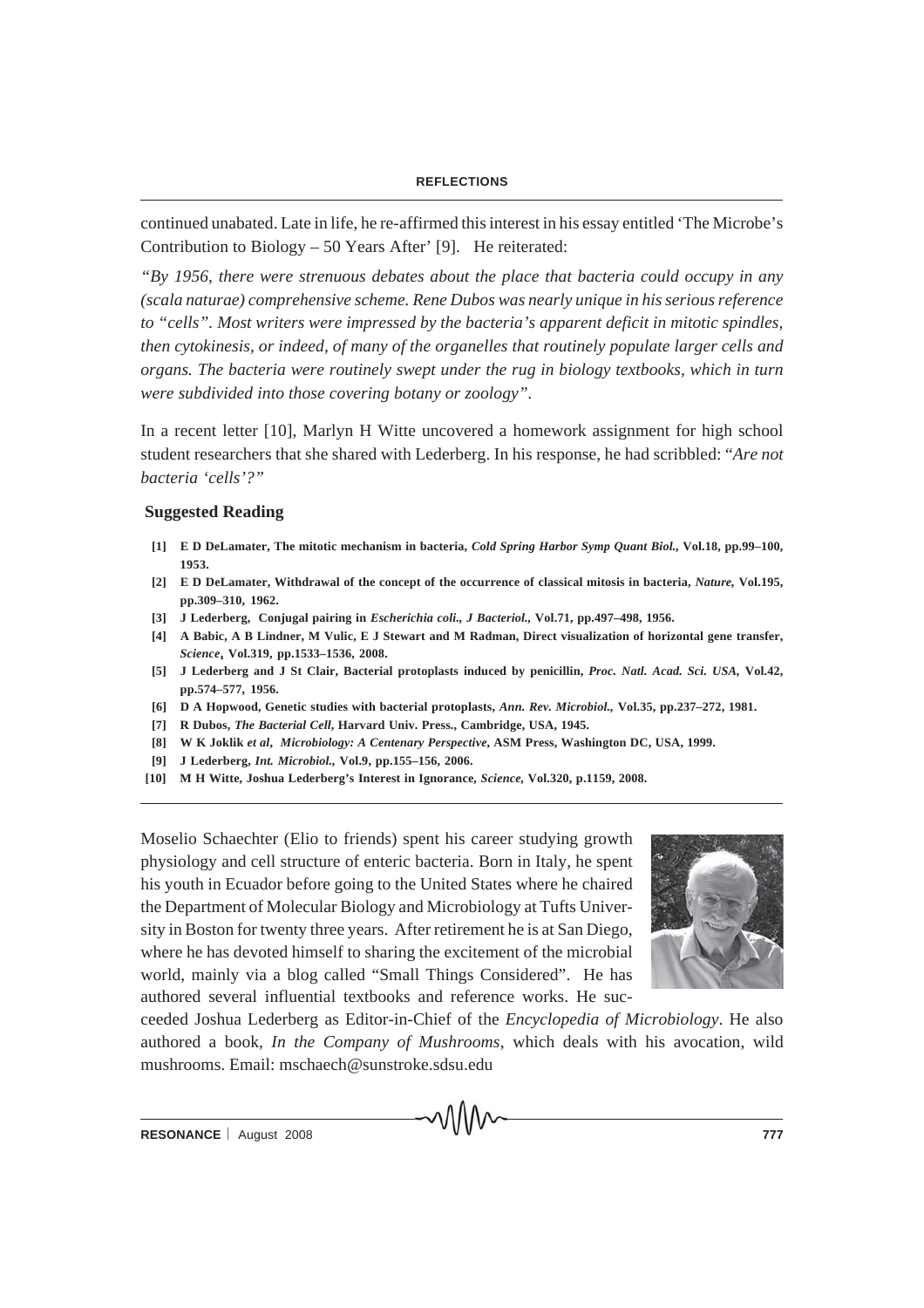continued unabated. Late in life, he re-affirmed this interest in his essay entitled 'The Microbe's Contribution to Biology – 50 Years After' [9]. He reiterated:

*"By 1956, there were strenuous debates about the place that bacteria could occupy in any (scala naturae) comprehensive scheme. Rene Dubos was nearly unique in his serious reference to "cells". Most writers were impressed by the bacteria's apparent deficit in mitotic spindles, then cytokinesis, or indeed, of many of the organelles that routinely populate larger cells and organs. The bacteria were routinely swept under the rug in biology textbooks, which in turn were subdivided into those covering botany or zoology".*

In a recent letter [10], Marlyn H Witte uncovered a homework assignment for high school student researchers that she shared with Lederberg. In his response, he had scribbled: "*Are not bacteria 'cells'?"*

## Suggested Reading

[1] E D DeLamater, The mitotic mechanism in bacteria, *Cold Spring Harbor Symp Quant Biol.*, Vol.18, pp.99–100, 1953.

[2] E D DeLamater, Withdrawal of the concept of the occurrence of classical mitosis in bacteria, *Nature*, Vol.195, pp.309–310, 1962.

[3] J Lederberg, Conjugal pairing in *Escherichia coli.*, *J Bacteriol.*, Vol.71, pp.497–498, 1956.

[4] A Babic, A B Lindner, M Vulic, E J Stewart and M Radman, Direct visualization of horizontal gene transfer, *Science*, Vol.319, pp.1533–1536, 2008.

[5] J Lederberg and J St Clair, Bacterial protoplasts induced by penicillin, *Proc. Natl. Acad. Sci. USA*, Vol.42, pp.574–577, 1956.

[6] D A Hopwood, Genetic studies with bacterial protoplasts, *Ann. Rev. Microbiol.*, Vol.35, pp.237–272, 1981.

[7] R Dubos, *The Bacterial Cell*, Harvard Univ. Press., Cambridge, USA, 1945.

[8] W K Joklik *et al*, *Microbiology: A Centenary Perspective*, ASM Press, Washington DC, USA, 1999.

[9] J Lederberg, *Int. Microbiol.*, Vol.9, pp.155–156, 2006.

[10] M H Witte, Joshua Lederberg's Interest in Ignorance, *Science*, Vol.320, p.1159, 2008.

Moselio Schaechter (Elio to friends) spent his career studying growth physiology and cell structure of enteric bacteria. Born in Italy, he spent his youth in Ecuador before going to the United States where he chaired the Department of Molecular Biology and Microbiology at Tufts University in Boston for twenty three years. After retirement he is at San Diego, where he has devoted himself to sharing the excitement of the microbial world, mainly via a blog called "Small Things Considered". He has authored several influential textbooks and reference works. He succeeded Joshua Lederberg as Editor-in-Chief of the *Encyclopedia of Microbiology*. He also authored a book, *In the Company of Mushrooms*, which deals with his avocation, wild mushrooms. Email: mschaech@sunstroke.sdsu.edu